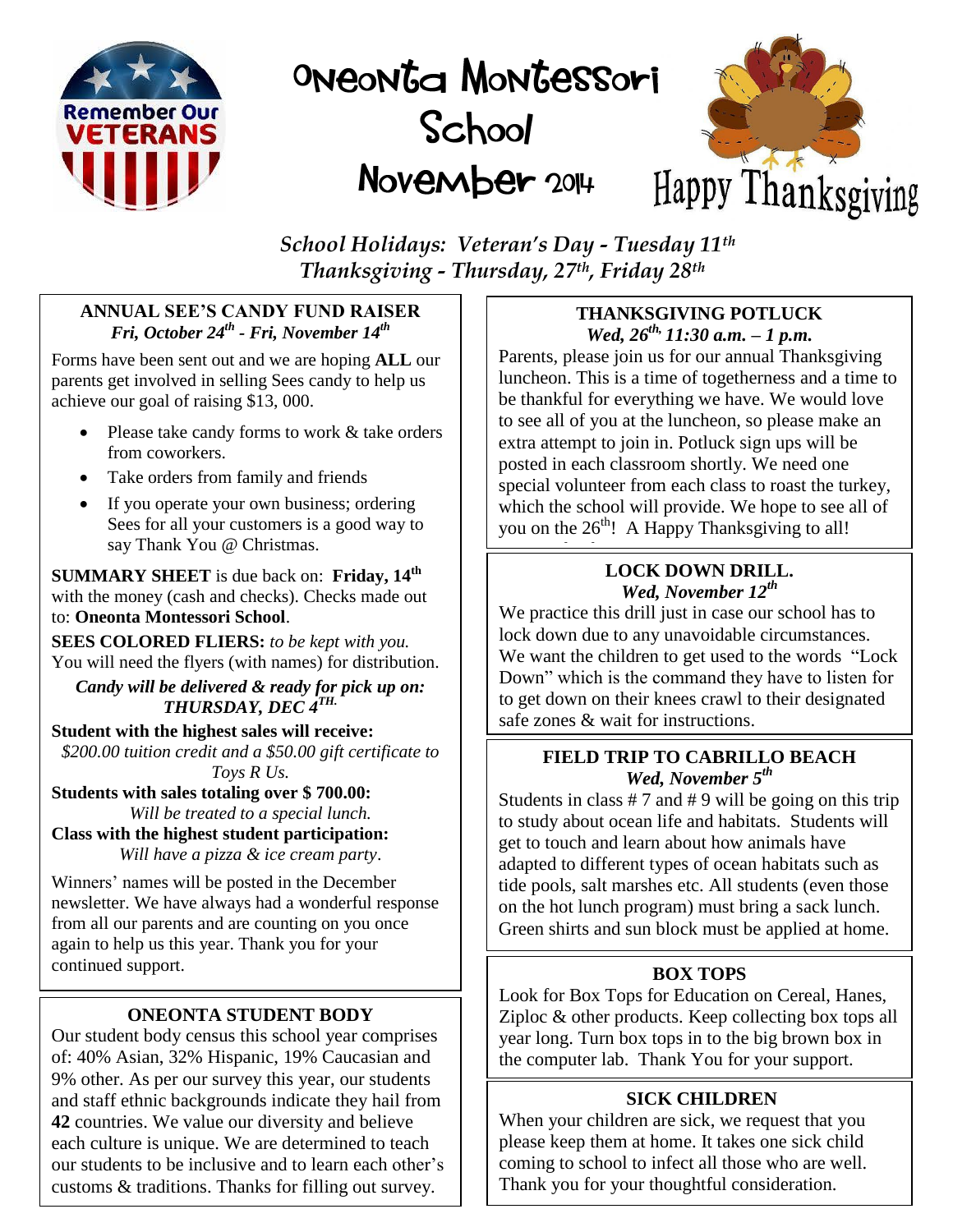# Oneonta Montessori School

## November 2014

Happy Thanksgiving

*School Holidays: Veteran's Day - Tuesday 11th*
*Thanksgiving - Thursday, 27th, Friday 28th*

### ANNUAL SEE'S CANDY FUND RAISER

***Fri, October 24th - Fri, November 14th***

Forms have been sent out and we are hoping **ALL** our parents get involved in selling Sees candy to help us achieve our goal of raising $13, 000.

- Please take candy forms to work & take orders from coworkers.
- Take orders from family and friends
- If you operate your own business; ordering Sees for all your customers is a good way to say Thank You @ Christmas.

**SUMMARY SHEET** is due back on: **Friday, 14th** with the money (cash and checks). Checks made out to: **Oneonta Montessori School**.

**SEES COLORED FLIERS:** *to be kept with you.* You will need the flyers (with names) for distribution.

***Candy will be delivered & ready for pick up on: THURSDAY, DEC 4TH.***

**Student with the highest sales will receive:**
*$200.00 tuition credit and a $50.00 gift certificate to Toys R Us.*

**Students with sales totaling over $ 700.00:**
*Will be treated to a special lunch.*

**Class with the highest student participation:**
*Will have a pizza & ice cream party*.

Winners' names will be posted in the December newsletter. We have always had a wonderful response from all our parents and are counting on you once again to help us this year. Thank you for your continued support.

### ONEONTA STUDENT BODY

Our student body census this school year comprises of: 40% Asian, 32% Hispanic, 19% Caucasian and 9% other. As per our survey this year, our students and staff ethnic backgrounds indicate they hail from **42** countries. We value our diversity and believe each culture is unique. We are determined to teach our students to be inclusive and to learn each other's customs & traditions. Thanks for filling out survey.

### THANKSGIVING POTLUCK

***Wed, 26th, 11:30 a.m. – 1 p.m.***

Parents, please join us for our annual Thanksgiving luncheon. This is a time of togetherness and a time to be thankful for everything we have. We would love to see all of you at the luncheon, so please make an extra attempt to join in. Potluck sign ups will be posted in each classroom shortly. We need one special volunteer from each class to roast the turkey, which the school will provide. We hope to see all of you on the 26th! A Happy Thanksgiving to all!

### LOCK DOWN DRILL.

***Wed, November 12th***

We practice this drill just in case our school has to lock down due to any unavoidable circumstances. We want the children to get used to the words "Lock Down" which is the command they have to listen for to get down on their knees crawl to their designated safe zones & wait for instructions.

### FIELD TRIP TO CABRILLO BEACH

***Wed, November 5th***

Students in class # 7 and # 9 will be going on this trip to study about ocean life and habitats. Students will get to touch and learn about how animals have adapted to different types of ocean habitats such as tide pools, salt marshes etc. All students (even those on the hot lunch program) must bring a sack lunch. Green shirts and sun block must be applied at home.

### BOX TOPS

Look for Box Tops for Education on Cereal, Hanes, Ziploc & other products. Keep collecting box tops all year long. Turn box tops in to the big brown box in the computer lab. Thank You for your support.

### SICK CHILDREN

When your children are sick, we request that you please keep them at home. It takes one sick child coming to school to infect all those who are well. Thank you for your thoughtful consideration.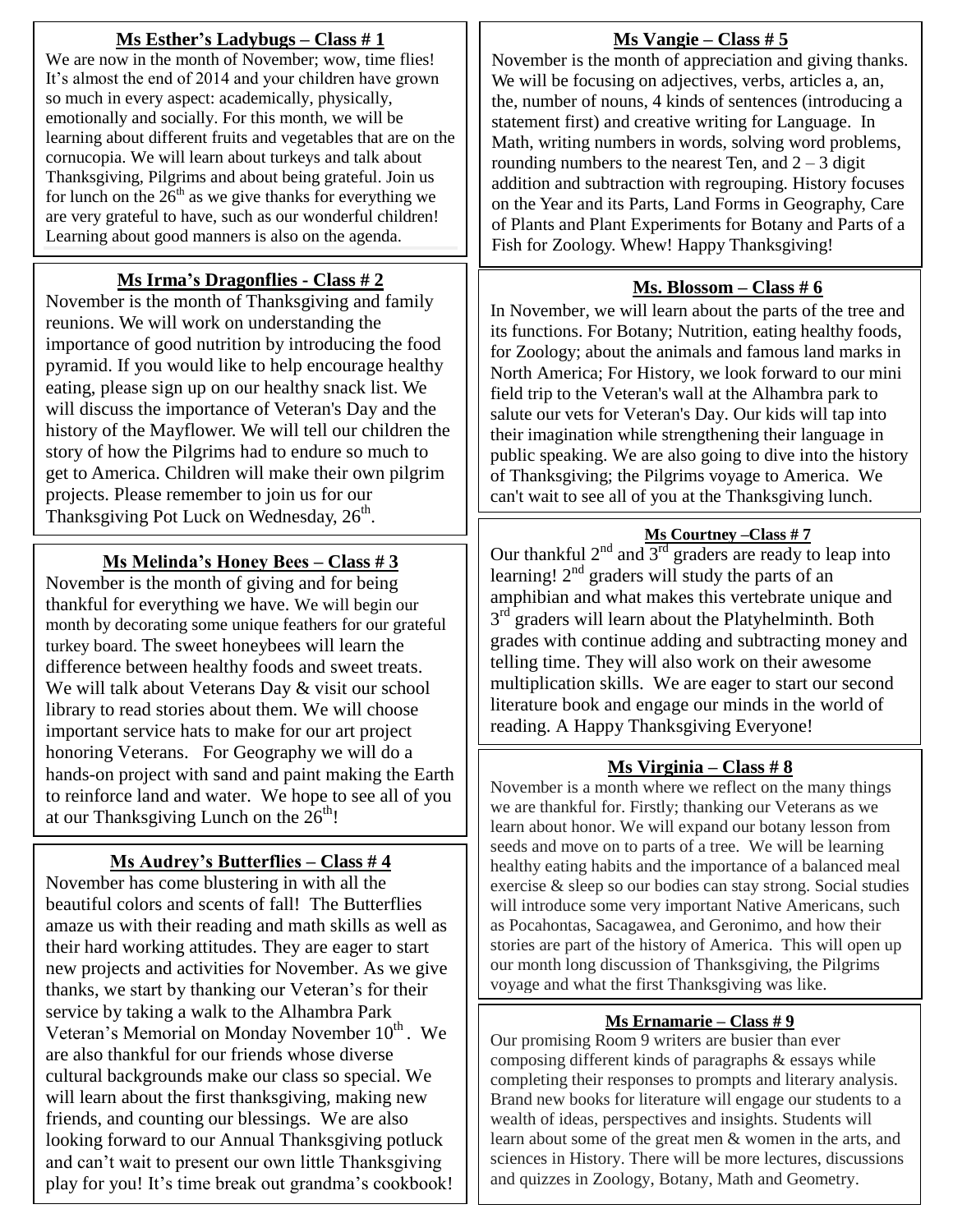## Ms Esther's Ladybugs – Class # 1

We are now in the month of November; wow, time flies! It's almost the end of 2014 and your children have grown so much in every aspect: academically, physically, emotionally and socially. For this month, we will be learning about different fruits and vegetables that are on the cornucopia. We will learn about turkeys and talk about Thanksgiving, Pilgrims and about being grateful. Join us for lunch on the 26th as we give thanks for everything we are very grateful to have, such as our wonderful children! Learning about good manners is also on the agenda.

## Ms Irma's Dragonflies - Class # 2

November is the month of Thanksgiving and family reunions. We will work on understanding the importance of good nutrition by introducing the food pyramid. If you would like to help encourage healthy eating, please sign up on our healthy snack list. We will discuss the importance of Veteran's Day and the history of the Mayflower. We will tell our children the story of how the Pilgrims had to endure so much to get to America. Children will make their own pilgrim projects. Please remember to join us for our Thanksgiving Pot Luck on Wednesday, 26th.

## Ms Melinda's Honey Bees – Class # 3

November is the month of giving and for being thankful for everything we have. We will begin our month by decorating some unique feathers for our grateful turkey board. The sweet honeybees will learn the difference between healthy foods and sweet treats. We will talk about Veterans Day & visit our school library to read stories about them. We will choose important service hats to make for our art project honoring Veterans. For Geography we will do a hands-on project with sand and paint making the Earth to reinforce land and water. We hope to see all of you at our Thanksgiving Lunch on the 26th!

## Ms Audrey's Butterflies – Class # 4

November has come blustering in with all the beautiful colors and scents of fall! The Butterflies amaze us with their reading and math skills as well as their hard working attitudes. They are eager to start new projects and activities for November. As we give thanks, we start by thanking our Veteran's for their service by taking a walk to the Alhambra Park Veteran's Memorial on Monday November 10th. We are also thankful for our friends whose diverse cultural backgrounds make our class so special. We will learn about the first thanksgiving, making new friends, and counting our blessings. We are also looking forward to our Annual Thanksgiving potluck and can't wait to present our own little Thanksgiving play for you! It's time break out grandma's cookbook!

## Ms Vangie – Class # 5

November is the month of appreciation and giving thanks. We will be focusing on adjectives, verbs, articles a, an, the, number of nouns, 4 kinds of sentences (introducing a statement first) and creative writing for Language. In Math, writing numbers in words, solving word problems, rounding numbers to the nearest Ten, and 2 – 3 digit addition and subtraction with regrouping. History focuses on the Year and its Parts, Land Forms in Geography, Care of Plants and Plant Experiments for Botany and Parts of a Fish for Zoology. Whew! Happy Thanksgiving!

## Ms. Blossom – Class # 6

In November, we will learn about the parts of the tree and its functions. For Botany; Nutrition, eating healthy foods, for Zoology; about the animals and famous land marks in North America; For History, we look forward to our mini field trip to the Veteran's wall at the Alhambra park to salute our vets for Veteran's Day. Our kids will tap into their imagination while strengthening their language in public speaking. We are also going to dive into the history of Thanksgiving; the Pilgrims voyage to America. We can't wait to see all of you at the Thanksgiving lunch.

## Ms Courtney –Class # 7

Our thankful 2nd and 3rd graders are ready to leap into learning! 2nd graders will study the parts of an amphibian and what makes this vertebrate unique and 3rd graders will learn about the Platyhelminth. Both grades with continue adding and subtracting money and telling time. They will also work on their awesome multiplication skills. We are eager to start our second literature book and engage our minds in the world of reading. A Happy Thanksgiving Everyone!

## Ms Virginia – Class # 8

November is a month where we reflect on the many things we are thankful for. Firstly; thanking our Veterans as we learn about honor. We will expand our botany lesson from seeds and move on to parts of a tree. We will be learning healthy eating habits and the importance of a balanced meal exercise & sleep so our bodies can stay strong. Social studies will introduce some very important Native Americans, such as Pocahontas, Sacagawea, and Geronimo, and how their stories are part of the history of America. This will open up our month long discussion of Thanksgiving, the Pilgrims voyage and what the first Thanksgiving was like.

## Ms Ernamarie – Class # 9

Our promising Room 9 writers are busier than ever composing different kinds of paragraphs & essays while completing their responses to prompts and literary analysis. Brand new books for literature will engage our students to a wealth of ideas, perspectives and insights. Students will learn about some of the great men & women in the arts, and sciences in History. There will be more lectures, discussions and quizzes in Zoology, Botany, Math and Geometry.